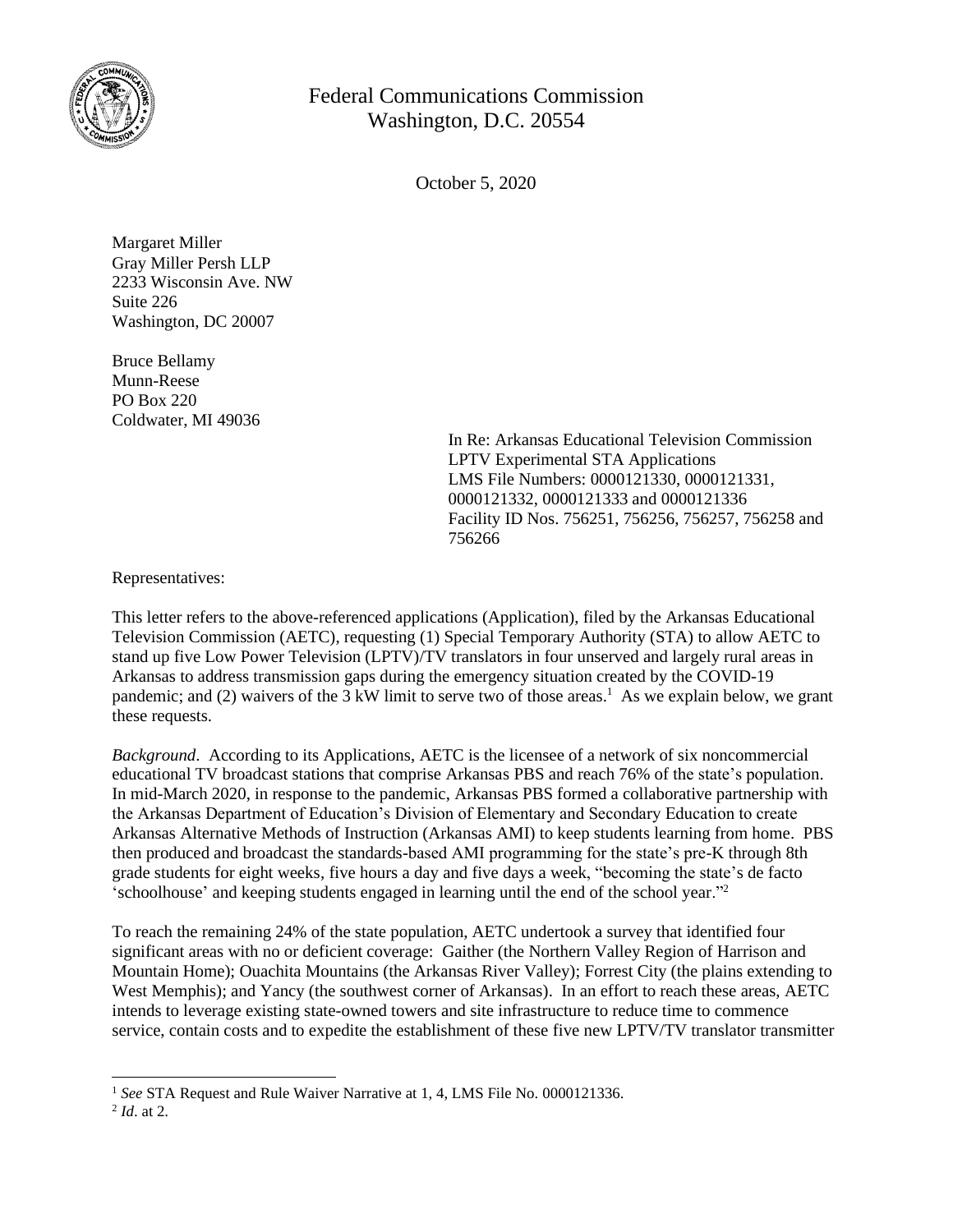Federal Communications Commission
Washington, D.C. 20554

October 5, 2020

Margaret Miller
Gray Miller Persh LLP
2233 Wisconsin Ave. NW
Suite 226
Washington, DC 20007

Bruce Bellamy
Munn-Reese
PO Box 220
Coldwater, MI 49036

In Re: Arkansas Educational Television Commission
LPTV Experimental STA Applications
LMS File Numbers: 0000121330, 0000121331, 0000121332, 0000121333 and 0000121336
Facility ID Nos. 756251, 756256, 756257, 756258 and 756266

Representatives:

This letter refers to the above-referenced applications (Application), filed by the Arkansas Educational Television Commission (AETC), requesting (1) Special Temporary Authority (STA) to allow AETC to stand up five Low Power Television (LPTV)/TV translators in four unserved and largely rural areas in Arkansas to address transmission gaps during the emergency situation created by the COVID-19 pandemic; and (2) waivers of the 3 kW limit to serve two of those areas.[1] As we explain below, we grant these requests.

*Background*. According to its Applications, AETC is the licensee of a network of six noncommercial educational TV broadcast stations that comprise Arkansas PBS and reach 76% of the state's population. In mid-March 2020, in response to the pandemic, Arkansas PBS formed a collaborative partnership with the Arkansas Department of Education's Division of Elementary and Secondary Education to create Arkansas Alternative Methods of Instruction (Arkansas AMI) to keep students learning from home. PBS then produced and broadcast the standards-based AMI programming for the state's pre-K through 8th grade students for eight weeks, five hours a day and five days a week, "becoming the state's de facto 'schoolhouse' and keeping students engaged in learning until the end of the school year."[2]

To reach the remaining 24% of the state population, AETC undertook a survey that identified four significant areas with no or deficient coverage: Gaither (the Northern Valley Region of Harrison and Mountain Home); Ouachita Mountains (the Arkansas River Valley); Forrest City (the plains extending to West Memphis); and Yancy (the southwest corner of Arkansas). In an effort to reach these areas, AETC intends to leverage existing state-owned towers and site infrastructure to reduce time to commence service, contain costs and to expedite the establishment of these five new LPTV/TV translator transmitter

[1] *See* STA Request and Rule Waiver Narrative at 1, 4, LMS File No. 0000121336.

[2] *Id*. at 2.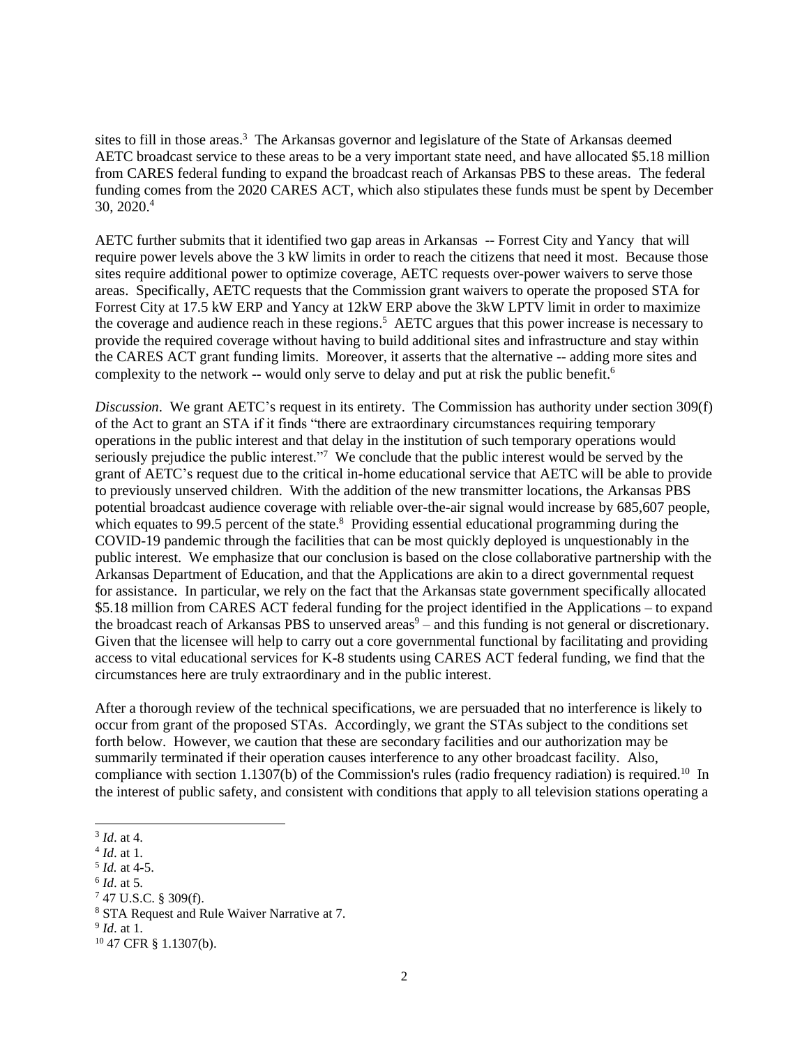sites to fill in those areas.[3] The Arkansas governor and legislature of the State of Arkansas deemed AETC broadcast service to these areas to be a very important state need, and have allocated $5.18 million from CARES federal funding to expand the broadcast reach of Arkansas PBS to these areas. The federal funding comes from the 2020 CARES ACT, which also stipulates these funds must be spent by December 30, 2020.[4]

AETC further submits that it identified two gap areas in Arkansas -- Forrest City and Yancy that will require power levels above the 3 kW limits in order to reach the citizens that need it most. Because those sites require additional power to optimize coverage, AETC requests over-power waivers to serve those areas. Specifically, AETC requests that the Commission grant waivers to operate the proposed STA for Forrest City at 17.5 kW ERP and Yancy at 12kW ERP above the 3kW LPTV limit in order to maximize the coverage and audience reach in these regions.[5] AETC argues that this power increase is necessary to provide the required coverage without having to build additional sites and infrastructure and stay within the CARES ACT grant funding limits. Moreover, it asserts that the alternative -- adding more sites and complexity to the network -- would only serve to delay and put at risk the public benefit.[6]

*Discussion*. We grant AETC's request in its entirety. The Commission has authority under section 309(f) of the Act to grant an STA if it finds "there are extraordinary circumstances requiring temporary operations in the public interest and that delay in the institution of such temporary operations would seriously prejudice the public interest."[7] We conclude that the public interest would be served by the grant of AETC's request due to the critical in-home educational service that AETC will be able to provide to previously unserved children. With the addition of the new transmitter locations, the Arkansas PBS potential broadcast audience coverage with reliable over-the-air signal would increase by 685,607 people, which equates to 99.5 percent of the state.[8] Providing essential educational programming during the COVID-19 pandemic through the facilities that can be most quickly deployed is unquestionably in the public interest. We emphasize that our conclusion is based on the close collaborative partnership with the Arkansas Department of Education, and that the Applications are akin to a direct governmental request for assistance. In particular, we rely on the fact that the Arkansas state government specifically allocated $5.18 million from CARES ACT federal funding for the project identified in the Applications – to expand the broadcast reach of Arkansas PBS to unserved areas[9] – and this funding is not general or discretionary. Given that the licensee will help to carry out a core governmental functional by facilitating and providing access to vital educational services for K-8 students using CARES ACT federal funding, we find that the circumstances here are truly extraordinary and in the public interest.

After a thorough review of the technical specifications, we are persuaded that no interference is likely to occur from grant of the proposed STAs. Accordingly, we grant the STAs subject to the conditions set forth below. However, we caution that these are secondary facilities and our authorization may be summarily terminated if their operation causes interference to any other broadcast facility. Also, compliance with section 1.1307(b) of the Commission's rules (radio frequency radiation) is required.[10] In the interest of public safety, and consistent with conditions that apply to all television stations operating a

---

[3] *Id*. at 4.

[4] *Id*. at 1.

[5] *Id.* at 4-5.

[6] *Id*. at 5.

[7] 47 U.S.C. § 309(f).

[8] STA Request and Rule Waiver Narrative at 7.

[9] *Id*. at 1.

[10] 47 CFR § 1.1307(b).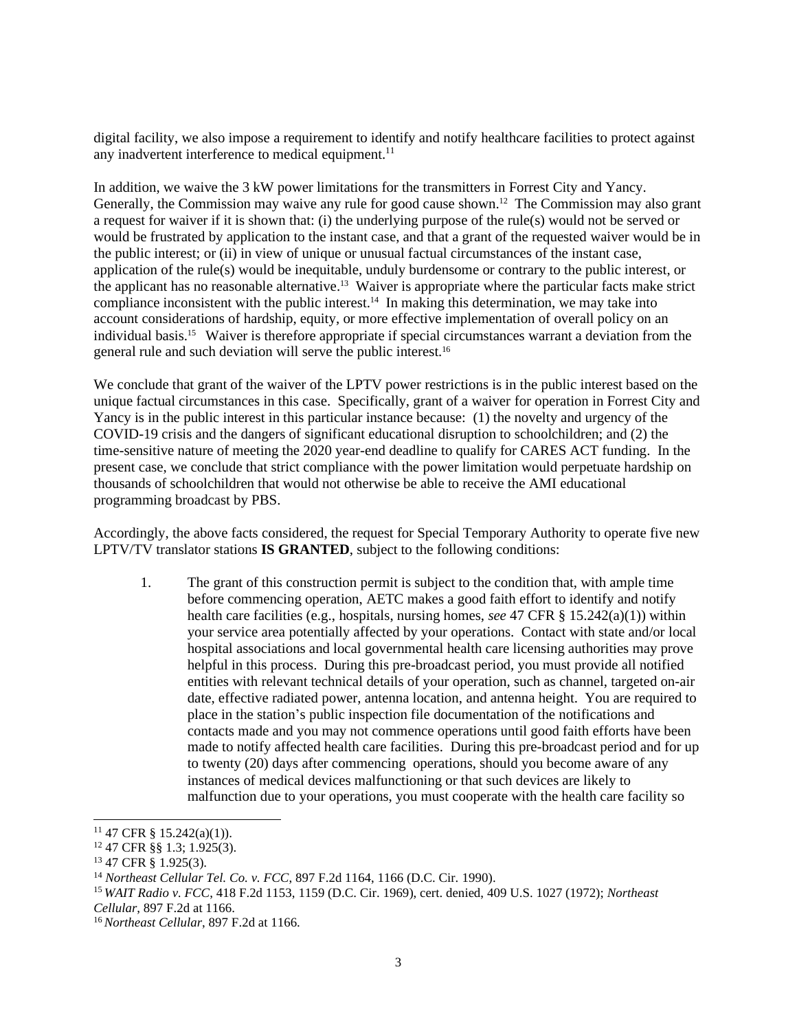digital facility, we also impose a requirement to identify and notify healthcare facilities to protect against any inadvertent interference to medical equipment.[11]

In addition, we waive the 3 kW power limitations for the transmitters in Forrest City and Yancy. Generally, the Commission may waive any rule for good cause shown.[12] The Commission may also grant a request for waiver if it is shown that: (i) the underlying purpose of the rule(s) would not be served or would be frustrated by application to the instant case, and that a grant of the requested waiver would be in the public interest; or (ii) in view of unique or unusual factual circumstances of the instant case, application of the rule(s) would be inequitable, unduly burdensome or contrary to the public interest, or the applicant has no reasonable alternative.[13] Waiver is appropriate where the particular facts make strict compliance inconsistent with the public interest.[14] In making this determination, we may take into account considerations of hardship, equity, or more effective implementation of overall policy on an individual basis.[15] Waiver is therefore appropriate if special circumstances warrant a deviation from the general rule and such deviation will serve the public interest.[16]

We conclude that grant of the waiver of the LPTV power restrictions is in the public interest based on the unique factual circumstances in this case. Specifically, grant of a waiver for operation in Forrest City and Yancy is in the public interest in this particular instance because: (1) the novelty and urgency of the COVID-19 crisis and the dangers of significant educational disruption to schoolchildren; and (2) the time-sensitive nature of meeting the 2020 year-end deadline to qualify for CARES ACT funding. In the present case, we conclude that strict compliance with the power limitation would perpetuate hardship on thousands of schoolchildren that would not otherwise be able to receive the AMI educational programming broadcast by PBS.

Accordingly, the above facts considered, the request for Special Temporary Authority to operate five new LPTV/TV translator stations **IS GRANTED**, subject to the following conditions:

1. The grant of this construction permit is subject to the condition that, with ample time before commencing operation, AETC makes a good faith effort to identify and notify health care facilities (e.g., hospitals, nursing homes, *see* 47 CFR § 15.242(a)(1)) within your service area potentially affected by your operations. Contact with state and/or local hospital associations and local governmental health care licensing authorities may prove helpful in this process. During this pre-broadcast period, you must provide all notified entities with relevant technical details of your operation, such as channel, targeted on-air date, effective radiated power, antenna location, and antenna height. You are required to place in the station's public inspection file documentation of the notifications and contacts made and you may not commence operations until good faith efforts have been made to notify affected health care facilities. During this pre-broadcast period and for up to twenty (20) days after commencing operations, should you become aware of any instances of medical devices malfunctioning or that such devices are likely to malfunction due to your operations, you must cooperate with the health care facility so

---

[11] 47 CFR § 15.242(a)(1)).

[12] 47 CFR §§ 1.3; 1.925(3).

[13] 47 CFR § 1.925(3).

[14] *Northeast Cellular Tel. Co. v. FCC*, 897 F.2d 1164, 1166 (D.C. Cir. 1990).

[15] *WAIT Radio v. FCC*, 418 F.2d 1153, 1159 (D.C. Cir. 1969), cert. denied, 409 U.S. 1027 (1972); *Northeast Cellular*, 897 F.2d at 1166.

[16] *Northeast Cellular*, 897 F.2d at 1166.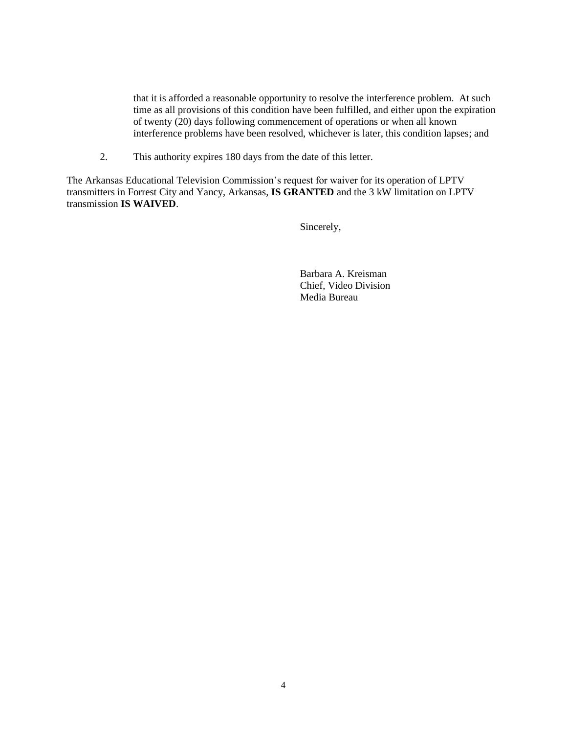that it is afforded a reasonable opportunity to resolve the interference problem. At such time as all provisions of this condition have been fulfilled, and either upon the expiration of twenty (20) days following commencement of operations or when all known interference problems have been resolved, whichever is later, this condition lapses; and

2. This authority expires 180 days from the date of this letter.

The Arkansas Educational Television Commission's request for waiver for its operation of LPTV transmitters in Forrest City and Yancy, Arkansas, **IS GRANTED** and the 3 kW limitation on LPTV transmission **IS WAIVED**.

Sincerely,

Barbara A. Kreisman
Chief, Video Division
Media Bureau